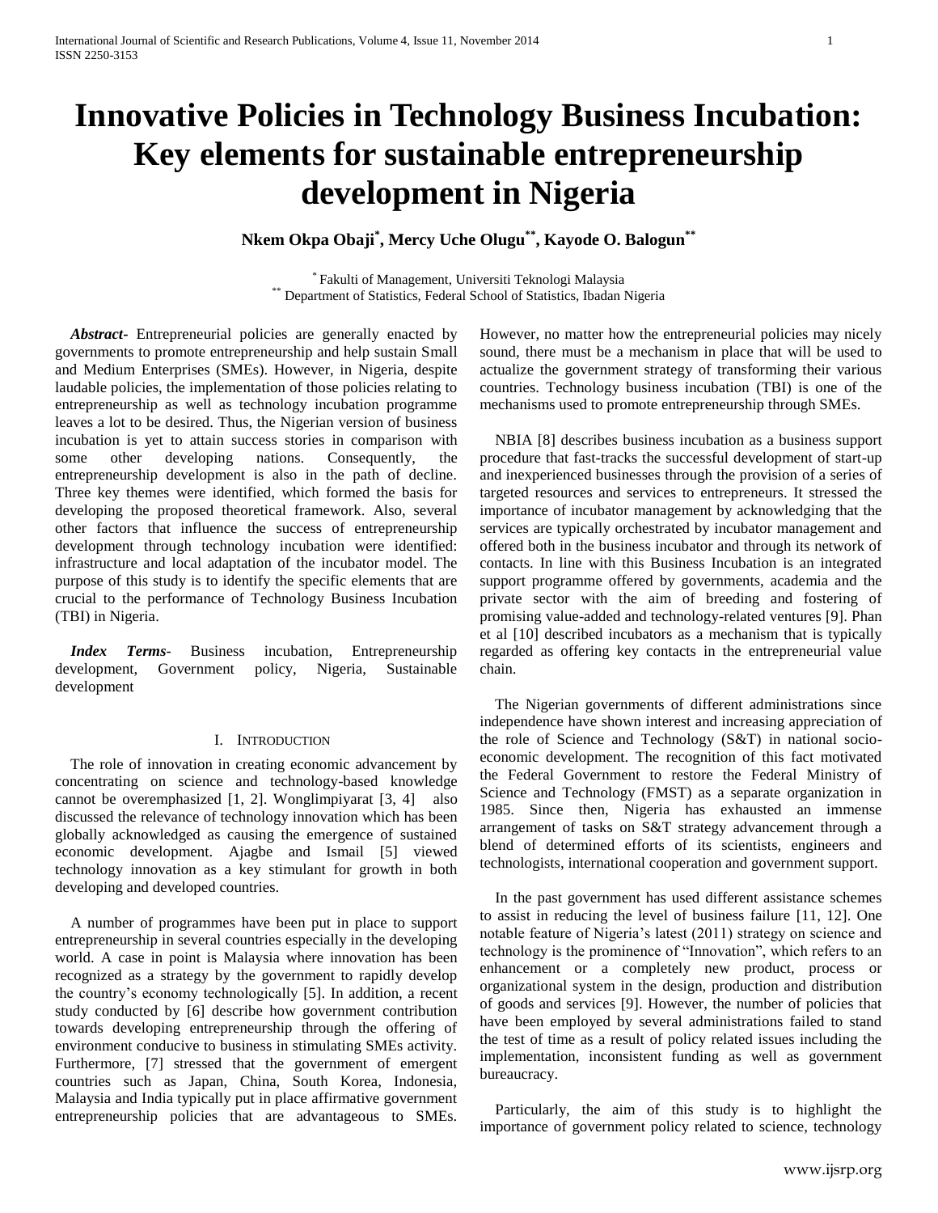# Innovative Policies in Technology Business Incubation: Key elements for sustainable entrepreneurship development in Nigeria

**Nkem Okpa Obaji[*], Mercy Uche Olugu[**], Kayode O. Balogun[**]**

[*] Fakulti of Management, Universiti Teknologi Malaysia
[**] Department of Statistics, Federal School of Statistics, Ibadan Nigeria

***Abstract***- Entrepreneurial policies are generally enacted by governments to promote entrepreneurship and help sustain Small and Medium Enterprises (SMEs). However, in Nigeria, despite laudable policies, the implementation of those policies relating to entrepreneurship as well as technology incubation programme leaves a lot to be desired. Thus, the Nigerian version of business incubation is yet to attain success stories in comparison with some other developing nations. Consequently, the entrepreneurship development is also in the path of decline. Three key themes were identified, which formed the basis for developing the proposed theoretical framework. Also, several other factors that influence the success of entrepreneurship development through technology incubation were identified: infrastructure and local adaptation of the incubator model. The purpose of this study is to identify the specific elements that are crucial to the performance of Technology Business Incubation (TBI) in Nigeria.

***Index Terms***- Business incubation, Entrepreneurship development, Government policy, Nigeria, Sustainable development

## I. Introduction

The role of innovation in creating economic advancement by concentrating on science and technology-based knowledge cannot be overemphasized [1, 2]. Wonglimpiyarat [3, 4] also discussed the relevance of technology innovation which has been globally acknowledged as causing the emergence of sustained economic development. Ajagbe and Ismail [5] viewed technology innovation as a key stimulant for growth in both developing and developed countries.

A number of programmes have been put in place to support entrepreneurship in several countries especially in the developing world. A case in point is Malaysia where innovation has been recognized as a strategy by the government to rapidly develop the country's economy technologically [5]. In addition, a recent study conducted by [6] describe how government contribution towards developing entrepreneurship through the offering of environment conducive to business in stimulating SMEs activity. Furthermore, [7] stressed that the government of emergent countries such as Japan, China, South Korea, Indonesia, Malaysia and India typically put in place affirmative government entrepreneurship policies that are advantageous to SMEs. However, no matter how the entrepreneurial policies may nicely sound, there must be a mechanism in place that will be used to actualize the government strategy of transforming their various countries. Technology business incubation (TBI) is one of the mechanisms used to promote entrepreneurship through SMEs.

NBIA [8] describes business incubation as a business support procedure that fast-tracks the successful development of start-up and inexperienced businesses through the provision of a series of targeted resources and services to entrepreneurs. It stressed the importance of incubator management by acknowledging that the services are typically orchestrated by incubator management and offered both in the business incubator and through its network of contacts. In line with this Business Incubation is an integrated support programme offered by governments, academia and the private sector with the aim of breeding and fostering of promising value-added and technology-related ventures [9]. Phan et al [10] described incubators as a mechanism that is typically regarded as offering key contacts in the entrepreneurial value chain.

The Nigerian governments of different administrations since independence have shown interest and increasing appreciation of the role of Science and Technology (S&T) in national socio-economic development. The recognition of this fact motivated the Federal Government to restore the Federal Ministry of Science and Technology (FMST) as a separate organization in 1985. Since then, Nigeria has exhausted an immense arrangement of tasks on S&T strategy advancement through a blend of determined efforts of its scientists, engineers and technologists, international cooperation and government support.

In the past government has used different assistance schemes to assist in reducing the level of business failure [11, 12]. One notable feature of Nigeria's latest (2011) strategy on science and technology is the prominence of "Innovation", which refers to an enhancement or a completely new product, process or organizational system in the design, production and distribution of goods and services [9]. However, the number of policies that have been employed by several administrations failed to stand the test of time as a result of policy related issues including the implementation, inconsistent funding as well as government bureaucracy.

Particularly, the aim of this study is to highlight the importance of government policy related to science, technology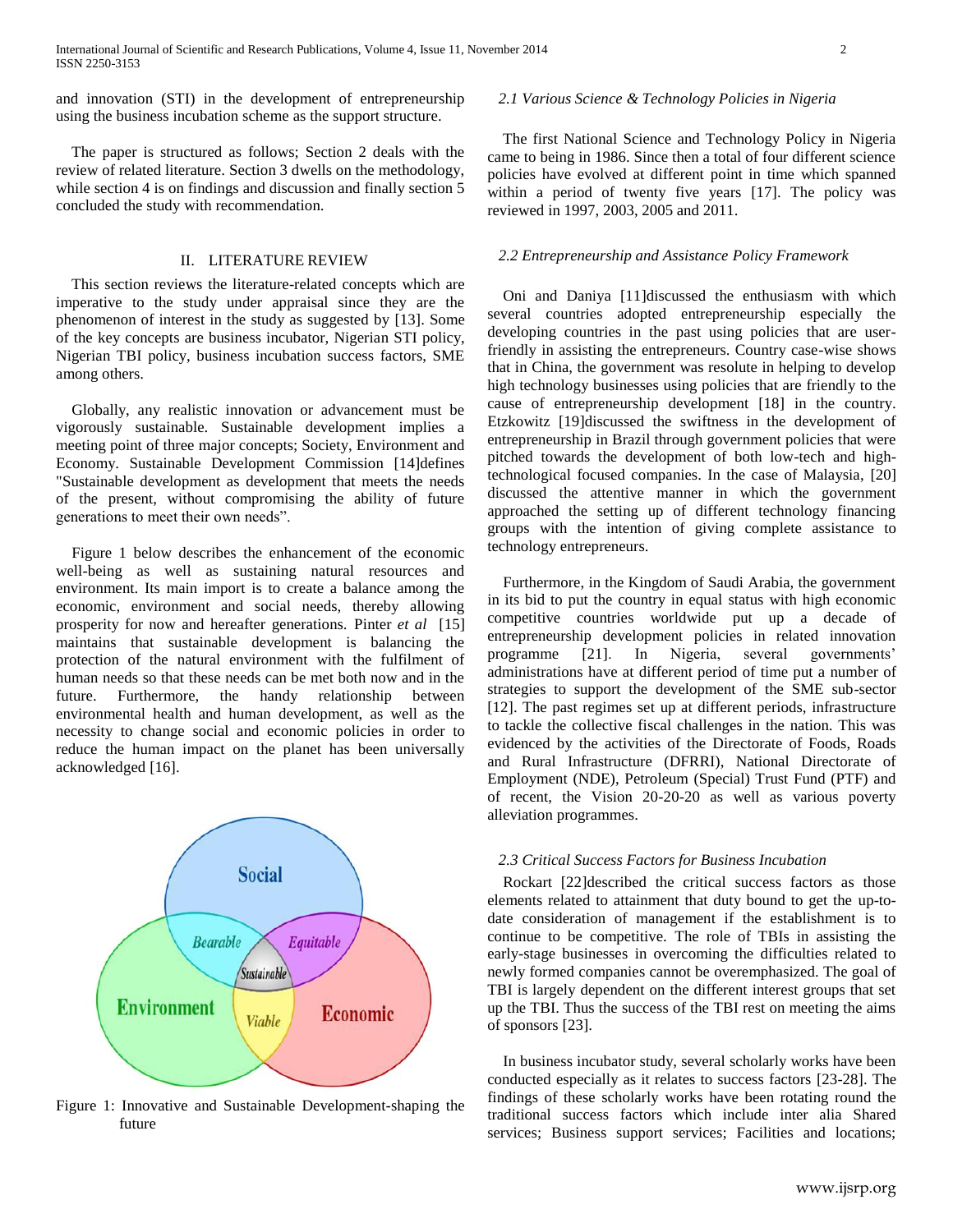and innovation (STI) in the development of entrepreneurship using the business incubation scheme as the support structure.

The paper is structured as follows; Section 2 deals with the review of related literature. Section 3 dwells on the methodology, while section 4 is on findings and discussion and finally section 5 concluded the study with recommendation.

## II. LITERATURE REVIEW

This section reviews the literature-related concepts which are imperative to the study under appraisal since they are the phenomenon of interest in the study as suggested by [13]. Some of the key concepts are business incubator, Nigerian STI policy, Nigerian TBI policy, business incubation success factors, SME among others.

Globally, any realistic innovation or advancement must be vigorously sustainable. Sustainable development implies a meeting point of three major concepts; Society, Environment and Economy. Sustainable Development Commission [14]defines "Sustainable development as development that meets the needs of the present, without compromising the ability of future generations to meet their own needs".

Figure 1 below describes the enhancement of the economic well-being as well as sustaining natural resources and environment. Its main import is to create a balance among the economic, environment and social needs, thereby allowing prosperity for now and hereafter generations. Pinter *et al* [15] maintains that sustainable development is balancing the protection of the natural environment with the fulfilment of human needs so that these needs can be met both now and in the future. Furthermore, the handy relationship between environmental health and human development, as well as the necessity to change social and economic policies in order to reduce the human impact on the planet has been universally acknowledged [16].

Figure 1: Innovative and Sustainable Development-shaping the future

### 2.1 Various Science & Technology Policies in Nigeria

The first National Science and Technology Policy in Nigeria came to being in 1986. Since then a total of four different science policies have evolved at different point in time which spanned within a period of twenty five years [17]. The policy was reviewed in 1997, 2003, 2005 and 2011.

### 2.2 Entrepreneurship and Assistance Policy Framework

Oni and Daniya [11]discussed the enthusiasm with which several countries adopted entrepreneurship especially the developing countries in the past using policies that are user-friendly in assisting the entrepreneurs. Country case-wise shows that in China, the government was resolute in helping to develop high technology businesses using policies that are friendly to the cause of entrepreneurship development [18] in the country. Etzkowitz [19]discussed the swiftness in the development of entrepreneurship in Brazil through government policies that were pitched towards the development of both low-tech and high-technological focused companies. In the case of Malaysia, [20] discussed the attentive manner in which the government approached the setting up of different technology financing groups with the intention of giving complete assistance to technology entrepreneurs.

Furthermore, in the Kingdom of Saudi Arabia, the government in its bid to put the country in equal status with high economic competitive countries worldwide put up a decade of entrepreneurship development policies in related innovation programme [21]. In Nigeria, several governments' administrations have at different period of time put a number of strategies to support the development of the SME sub-sector [12]. The past regimes set up at different periods, infrastructure to tackle the collective fiscal challenges in the nation. This was evidenced by the activities of the Directorate of Foods, Roads and Rural Infrastructure (DFRRI), National Directorate of Employment (NDE), Petroleum (Special) Trust Fund (PTF) and of recent, the Vision 20-20-20 as well as various poverty alleviation programmes.

### 2.3 Critical Success Factors for Business Incubation

Rockart [22]described the critical success factors as those elements related to attainment that duty bound to get the up-to-date consideration of management if the establishment is to continue to be competitive. The role of TBIs in assisting the early-stage businesses in overcoming the difficulties related to newly formed companies cannot be overemphasized. The goal of TBI is largely dependent on the different interest groups that set up the TBI. Thus the success of the TBI rest on meeting the aims of sponsors [23].

In business incubator study, several scholarly works have been conducted especially as it relates to success factors [23-28]. The findings of these scholarly works have been rotating round the traditional success factors which include inter alia Shared services; Business support services; Facilities and locations;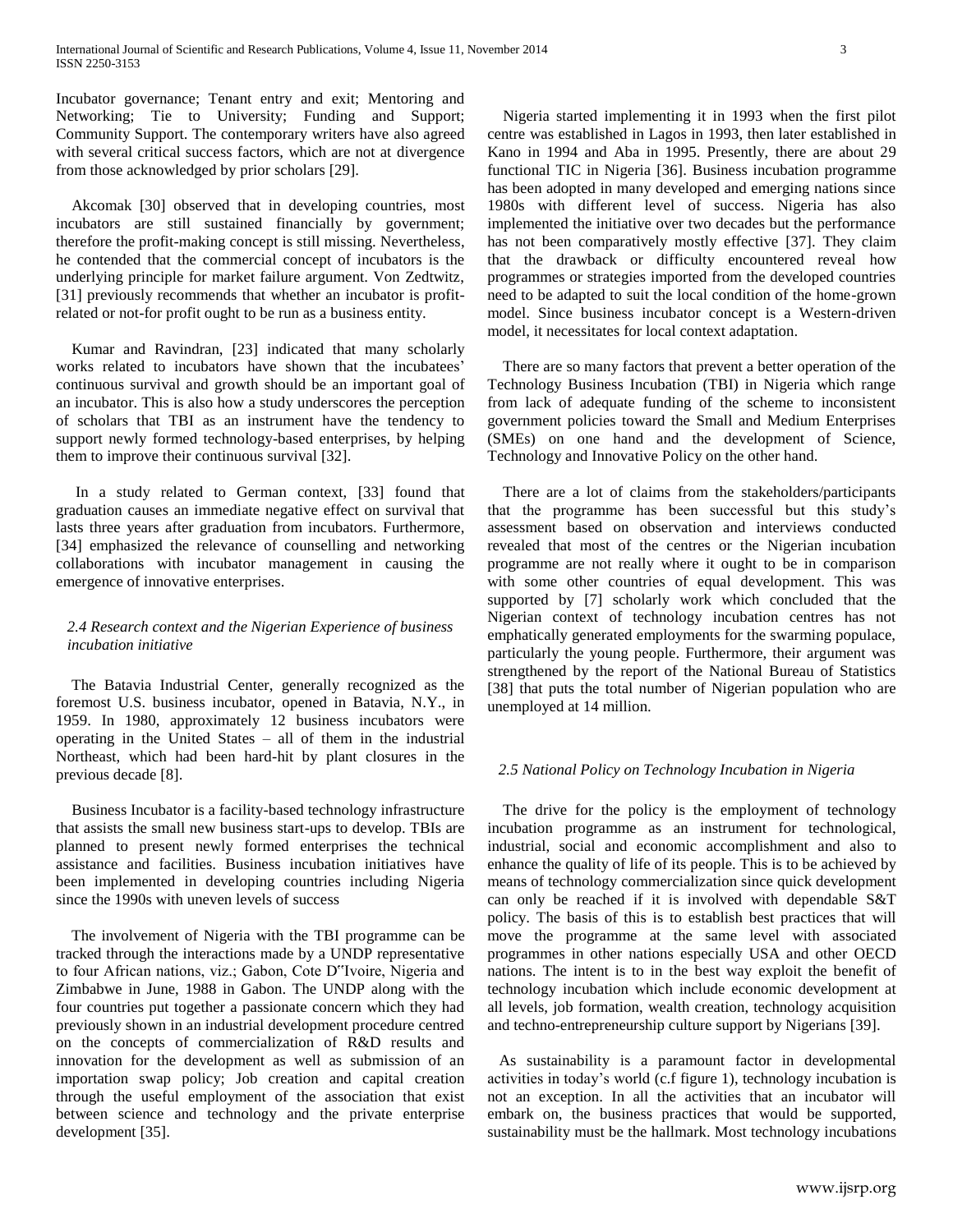Incubator governance; Tenant entry and exit; Mentoring and Networking; Tie to University; Funding and Support; Community Support. The contemporary writers have also agreed with several critical success factors, which are not at divergence from those acknowledged by prior scholars [29].

Akcomak [30] observed that in developing countries, most incubators are still sustained financially by government; therefore the profit-making concept is still missing. Nevertheless, he contended that the commercial concept of incubators is the underlying principle for market failure argument. Von Zedtwitz, [31] previously recommends that whether an incubator is profit-related or not-for profit ought to be run as a business entity.

Kumar and Ravindran, [23] indicated that many scholarly works related to incubators have shown that the incubatees' continuous survival and growth should be an important goal of an incubator. This is also how a study underscores the perception of scholars that TBI as an instrument have the tendency to support newly formed technology-based enterprises, by helping them to improve their continuous survival [32].

In a study related to German context, [33] found that graduation causes an immediate negative effect on survival that lasts three years after graduation from incubators. Furthermore, [34] emphasized the relevance of counselling and networking collaborations with incubator management in causing the emergence of innovative enterprises.

### *2.4 Research context and the Nigerian Experience of business incubation initiative*

The Batavia Industrial Center, generally recognized as the foremost U.S. business incubator, opened in Batavia, N.Y., in 1959. In 1980, approximately 12 business incubators were operating in the United States – all of them in the industrial Northeast, which had been hard-hit by plant closures in the previous decade [8].

Business Incubator is a facility-based technology infrastructure that assists the small new business start-ups to develop. TBIs are planned to present newly formed enterprises the technical assistance and facilities. Business incubation initiatives have been implemented in developing countries including Nigeria since the 1990s with uneven levels of success

The involvement of Nigeria with the TBI programme can be tracked through the interactions made by a UNDP representative to four African nations, viz.; Gabon, Cote D"Ivoire, Nigeria and Zimbabwe in June, 1988 in Gabon. The UNDP along with the four countries put together a passionate concern which they had previously shown in an industrial development procedure centred on the concepts of commercialization of R&D results and innovation for the development as well as submission of an importation swap policy; Job creation and capital creation through the useful employment of the association that exist between science and technology and the private enterprise development [35].

Nigeria started implementing it in 1993 when the first pilot centre was established in Lagos in 1993, then later established in Kano in 1994 and Aba in 1995. Presently, there are about 29 functional TIC in Nigeria [36]. Business incubation programme has been adopted in many developed and emerging nations since 1980s with different level of success. Nigeria has also implemented the initiative over two decades but the performance has not been comparatively mostly effective [37]. They claim that the drawback or difficulty encountered reveal how programmes or strategies imported from the developed countries need to be adapted to suit the local condition of the home-grown model. Since business incubator concept is a Western-driven model, it necessitates for local context adaptation.

There are so many factors that prevent a better operation of the Technology Business Incubation (TBI) in Nigeria which range from lack of adequate funding of the scheme to inconsistent government policies toward the Small and Medium Enterprises (SMEs) on one hand and the development of Science, Technology and Innovative Policy on the other hand.

There are a lot of claims from the stakeholders/participants that the programme has been successful but this study's assessment based on observation and interviews conducted revealed that most of the centres or the Nigerian incubation programme are not really where it ought to be in comparison with some other countries of equal development. This was supported by [7] scholarly work which concluded that the Nigerian context of technology incubation centres has not emphatically generated employments for the swarming populace, particularly the young people. Furthermore, their argument was strengthened by the report of the National Bureau of Statistics [38] that puts the total number of Nigerian population who are unemployed at 14 million.

### *2.5 National Policy on Technology Incubation in Nigeria*

The drive for the policy is the employment of technology incubation programme as an instrument for technological, industrial, social and economic accomplishment and also to enhance the quality of life of its people. This is to be achieved by means of technology commercialization since quick development can only be reached if it is involved with dependable S&T policy. The basis of this is to establish best practices that will move the programme at the same level with associated programmes in other nations especially USA and other OECD nations. The intent is to in the best way exploit the benefit of technology incubation which include economic development at all levels, job formation, wealth creation, technology acquisition and techno-entrepreneurship culture support by Nigerians [39].

As sustainability is a paramount factor in developmental activities in today's world (c.f figure 1), technology incubation is not an exception. In all the activities that an incubator will embark on, the business practices that would be supported, sustainability must be the hallmark. Most technology incubations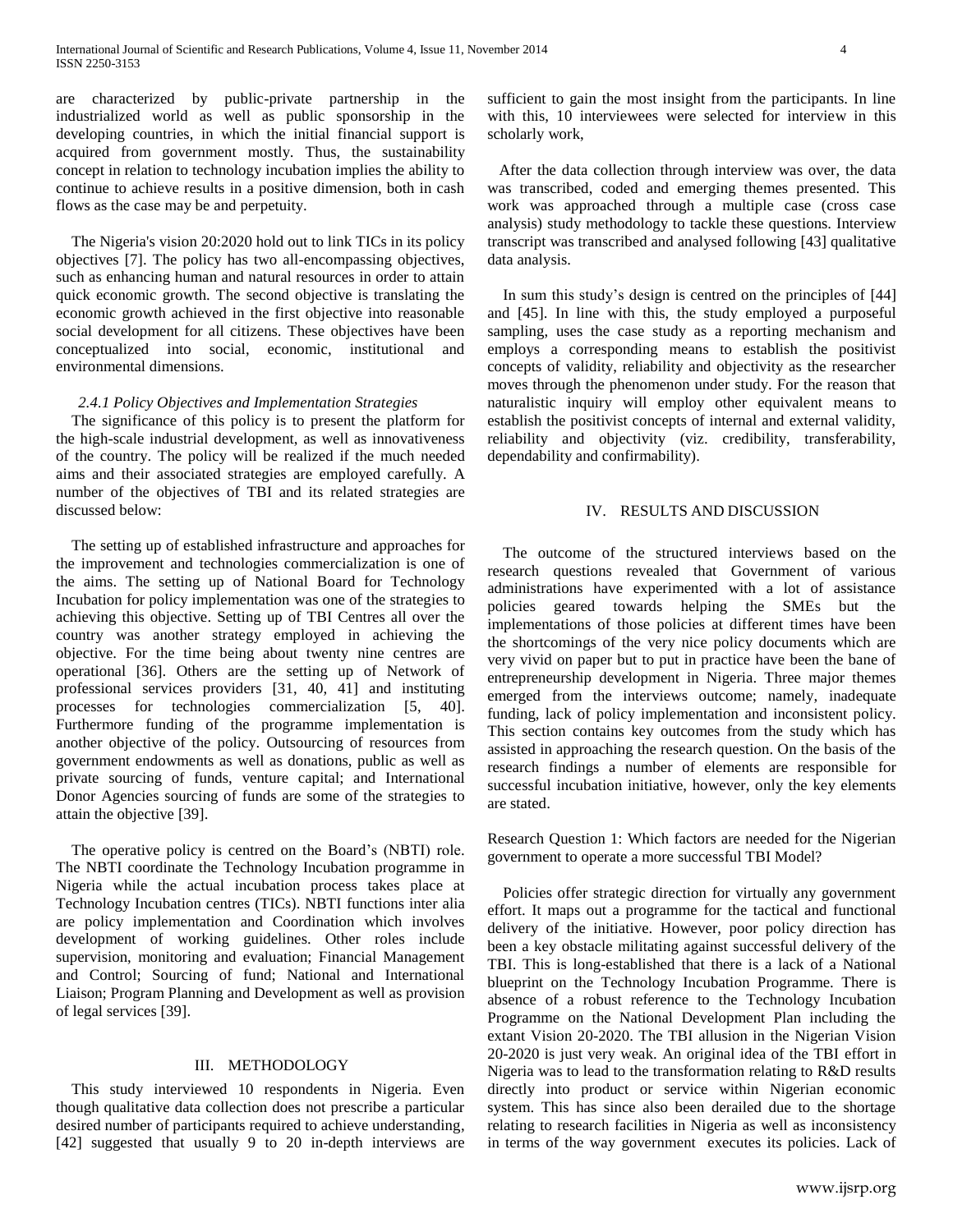are characterized by public-private partnership in the industrialized world as well as public sponsorship in the developing countries, in which the initial financial support is acquired from government mostly. Thus, the sustainability concept in relation to technology incubation implies the ability to continue to achieve results in a positive dimension, both in cash flows as the case may be and perpetuity.

The Nigeria's vision 20:2020 hold out to link TICs in its policy objectives [7]. The policy has two all-encompassing objectives, such as enhancing human and natural resources in order to attain quick economic growth. The second objective is translating the economic growth achieved in the first objective into reasonable social development for all citizens. These objectives have been conceptualized into social, economic, institutional and environmental dimensions.

#### *2.4.1 Policy Objectives and Implementation Strategies*

The significance of this policy is to present the platform for the high-scale industrial development, as well as innovativeness of the country. The policy will be realized if the much needed aims and their associated strategies are employed carefully. A number of the objectives of TBI and its related strategies are discussed below:

The setting up of established infrastructure and approaches for the improvement and technologies commercialization is one of the aims. The setting up of National Board for Technology Incubation for policy implementation was one of the strategies to achieving this objective. Setting up of TBI Centres all over the country was another strategy employed in achieving the objective. For the time being about twenty nine centres are operational [36]. Others are the setting up of Network of professional services providers [31, 40, 41] and instituting processes for technologies commercialization [5, 40]. Furthermore funding of the programme implementation is another objective of the policy. Outsourcing of resources from government endowments as well as donations, public as well as private sourcing of funds, venture capital; and International Donor Agencies sourcing of funds are some of the strategies to attain the objective [39].

The operative policy is centred on the Board's (NBTI) role. The NBTI coordinate the Technology Incubation programme in Nigeria while the actual incubation process takes place at Technology Incubation centres (TICs). NBTI functions inter alia are policy implementation and Coordination which involves development of working guidelines. Other roles include supervision, monitoring and evaluation; Financial Management and Control; Sourcing of fund; National and International Liaison; Program Planning and Development as well as provision of legal services [39].

## III. METHODOLOGY

This study interviewed 10 respondents in Nigeria. Even though qualitative data collection does not prescribe a particular desired number of participants required to achieve understanding, [42] suggested that usually 9 to 20 in-depth interviews are sufficient to gain the most insight from the participants. In line with this, 10 interviewees were selected for interview in this scholarly work,

After the data collection through interview was over, the data was transcribed, coded and emerging themes presented. This work was approached through a multiple case (cross case analysis) study methodology to tackle these questions. Interview transcript was transcribed and analysed following [43] qualitative data analysis.

In sum this study's design is centred on the principles of [44] and [45]. In line with this, the study employed a purposeful sampling, uses the case study as a reporting mechanism and employs a corresponding means to establish the positivist concepts of validity, reliability and objectivity as the researcher moves through the phenomenon under study. For the reason that naturalistic inquiry will employ other equivalent means to establish the positivist concepts of internal and external validity, reliability and objectivity (viz. credibility, transferability, dependability and confirmability).

## IV. RESULTS AND DISCUSSION

The outcome of the structured interviews based on the research questions revealed that Government of various administrations have experimented with a lot of assistance policies geared towards helping the SMEs but the implementations of those policies at different times have been the shortcomings of the very nice policy documents which are very vivid on paper but to put in practice have been the bane of entrepreneurship development in Nigeria. Three major themes emerged from the interviews outcome; namely, inadequate funding, lack of policy implementation and inconsistent policy. This section contains key outcomes from the study which has assisted in approaching the research question. On the basis of the research findings a number of elements are responsible for successful incubation initiative, however, only the key elements are stated.

Research Question 1: Which factors are needed for the Nigerian government to operate a more successful TBI Model?

Policies offer strategic direction for virtually any government effort. It maps out a programme for the tactical and functional delivery of the initiative. However, poor policy direction has been a key obstacle militating against successful delivery of the TBI. This is long-established that there is a lack of a National blueprint on the Technology Incubation Programme. There is absence of a robust reference to the Technology Incubation Programme on the National Development Plan including the extant Vision 20-2020. The TBI allusion in the Nigerian Vision 20-2020 is just very weak. An original idea of the TBI effort in Nigeria was to lead to the transformation relating to R&D results directly into product or service within Nigerian economic system. This has since also been derailed due to the shortage relating to research facilities in Nigeria as well as inconsistency in terms of the way government executes its policies. Lack of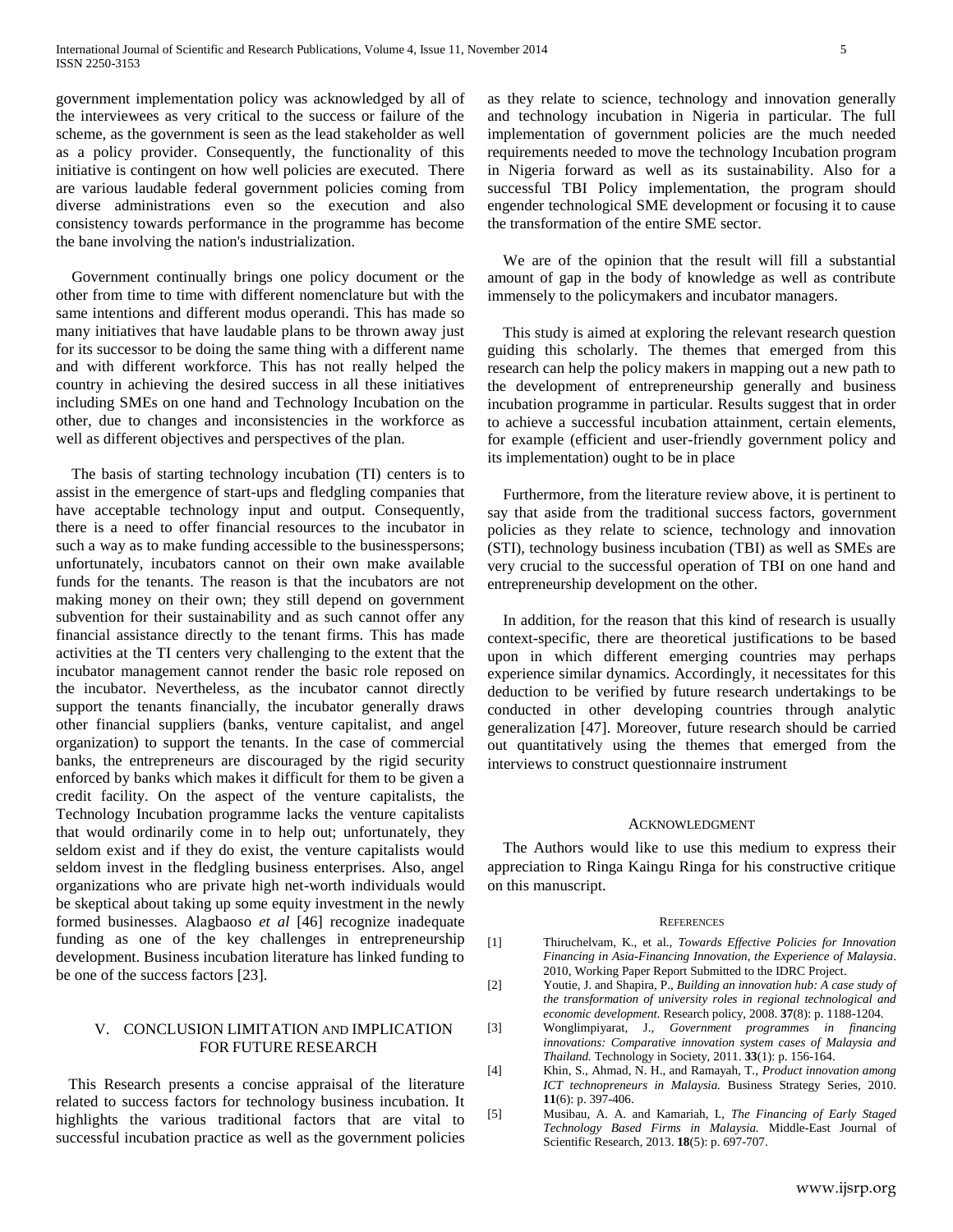government implementation policy was acknowledged by all of the interviewees as very critical to the success or failure of the scheme, as the government is seen as the lead stakeholder as well as a policy provider. Consequently, the functionality of this initiative is contingent on how well policies are executed. There are various laudable federal government policies coming from diverse administrations even so the execution and also consistency towards performance in the programme has become the bane involving the nation's industrialization.

Government continually brings one policy document or the other from time to time with different nomenclature but with the same intentions and different modus operandi. This has made so many initiatives that have laudable plans to be thrown away just for its successor to be doing the same thing with a different name and with different workforce. This has not really helped the country in achieving the desired success in all these initiatives including SMEs on one hand and Technology Incubation on the other, due to changes and inconsistencies in the workforce as well as different objectives and perspectives of the plan.

The basis of starting technology incubation (TI) centers is to assist in the emergence of start-ups and fledgling companies that have acceptable technology input and output. Consequently, there is a need to offer financial resources to the incubator in such a way as to make funding accessible to the businesspersons; unfortunately, incubators cannot on their own make available funds for the tenants. The reason is that the incubators are not making money on their own; they still depend on government subvention for their sustainability and as such cannot offer any financial assistance directly to the tenant firms. This has made activities at the TI centers very challenging to the extent that the incubator management cannot render the basic role reposed on the incubator. Nevertheless, as the incubator cannot directly support the tenants financially, the incubator generally draws other financial suppliers (banks, venture capitalist, and angel organization) to support the tenants. In the case of commercial banks, the entrepreneurs are discouraged by the rigid security enforced by banks which makes it difficult for them to be given a credit facility. On the aspect of the venture capitalists, the Technology Incubation programme lacks the venture capitalists that would ordinarily come in to help out; unfortunately, they seldom exist and if they do exist, the venture capitalists would seldom invest in the fledgling business enterprises. Also, angel organizations who are private high net-worth individuals would be skeptical about taking up some equity investment in the newly formed businesses. Alagbaoso *et al* [46] recognize inadequate funding as one of the key challenges in entrepreneurship development. Business incubation literature has linked funding to be one of the success factors [23].

## V. Conclusion Limitation and Implication for Future Research

This Research presents a concise appraisal of the literature related to success factors for technology business incubation. It highlights the various traditional factors that are vital to successful incubation practice as well as the government policies as they relate to science, technology and innovation generally and technology incubation in Nigeria in particular. The full implementation of government policies are the much needed requirements needed to move the technology Incubation program in Nigeria forward as well as its sustainability. Also for a successful TBI Policy implementation, the program should engender technological SME development or focusing it to cause the transformation of the entire SME sector.

We are of the opinion that the result will fill a substantial amount of gap in the body of knowledge as well as contribute immensely to the policymakers and incubator managers.

This study is aimed at exploring the relevant research question guiding this scholarly. The themes that emerged from this research can help the policy makers in mapping out a new path to the development of entrepreneurship generally and business incubation programme in particular. Results suggest that in order to achieve a successful incubation attainment, certain elements, for example (efficient and user-friendly government policy and its implementation) ought to be in place

Furthermore, from the literature review above, it is pertinent to say that aside from the traditional success factors, government policies as they relate to science, technology and innovation (STI), technology business incubation (TBI) as well as SMEs are very crucial to the successful operation of TBI on one hand and entrepreneurship development on the other.

In addition, for the reason that this kind of research is usually context-specific, there are theoretical justifications to be based upon in which different emerging countries may perhaps experience similar dynamics. Accordingly, it necessitates for this deduction to be verified by future research undertakings to be conducted in other developing countries through analytic generalization [47]. Moreover, future research should be carried out quantitatively using the themes that emerged from the interviews to construct questionnaire instrument

## Acknowledgment

The Authors would like to use this medium to express their appreciation to Ringa Kaingu Ringa for his constructive critique on this manuscript.

## References

[1] Thiruchelvam, K., et al., *Towards Effective Policies for Innovation Financing in Asia-Financing Innovation, the Experience of Malaysia*. 2010, Working Paper Report Submitted to the IDRC Project.

[2] Youtie, J. and Shapira, P., *Building an innovation hub: A case study of the transformation of university roles in regional technological and economic development*. Research policy, 2008. **37**(8): p. 1188-1204.

[3] Wonglimpiyarat, J., *Government programmes in financing innovations: Comparative innovation system cases of Malaysia and Thailand.* Technology in Society, 2011. **33**(1): p. 156-164.

[4] Khin, S., Ahmad, N. H., and Ramayah, T., *Product innovation among ICT technopreneurs in Malaysia.* Business Strategy Series, 2010. **11**(6): p. 397-406.

[5] Musibau, A. A. and Kamariah, I., *The Financing of Early Staged Technology Based Firms in Malaysia.* Middle-East Journal of Scientific Research, 2013. **18**(5): p. 697-707.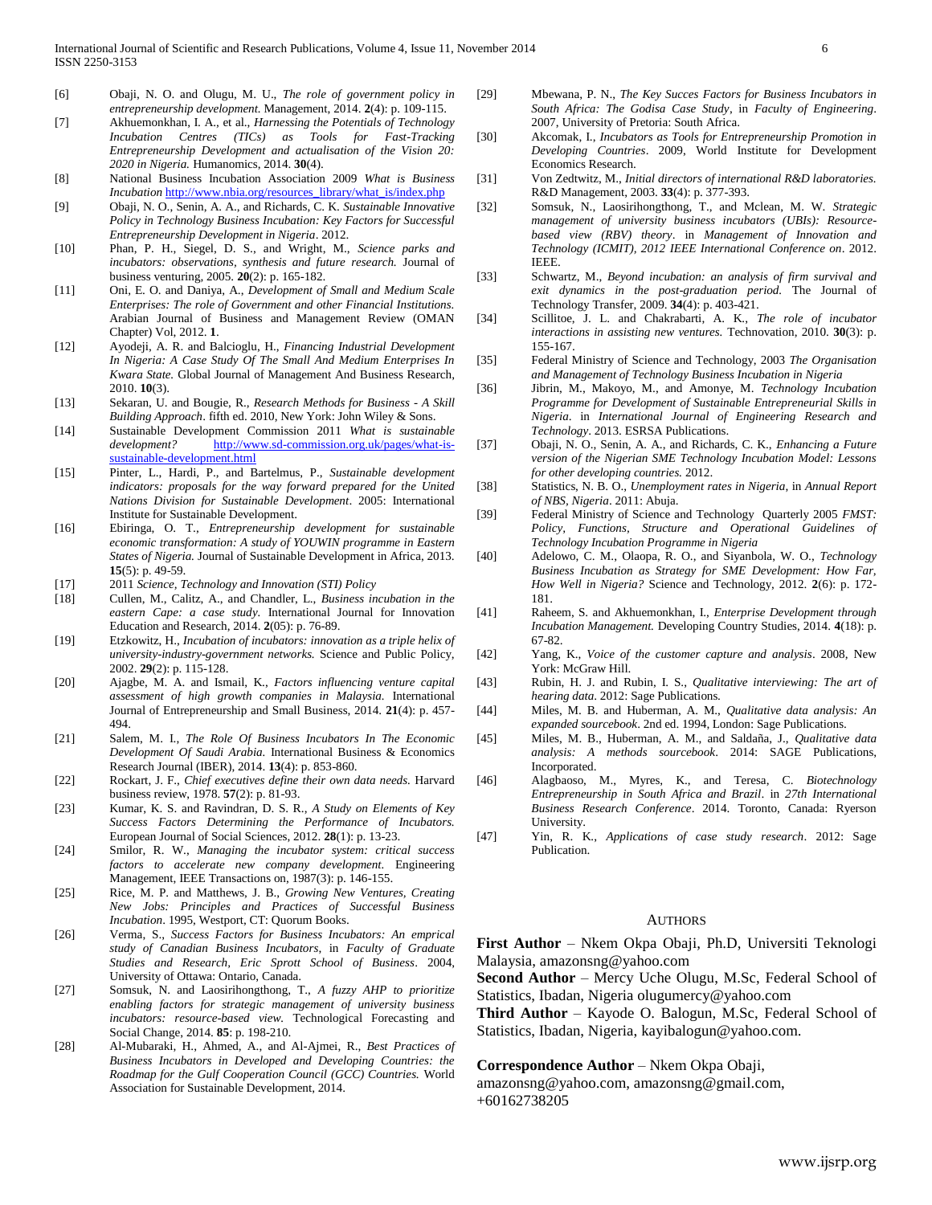[6] Obaji, N. O. and Olugu, M. U., *The role of government policy in entrepreneurship development.* Management, 2014. **2**(4): p. 109-115.

[7] Akhuemonkhan, I. A., et al., *Harnessing the Potentials of Technology Incubation Centres (TICs) as Tools for Fast-Tracking Entrepreneurship Development and actualisation of the Vision 20: 2020 in Nigeria.* Humanomics, 2014. **30**(4).

[8] National Business Incubation Association 2009 *What is Business Incubation* http://www.nbia.org/resources_library/what_is/index.php

[9] Obaji, N. O., Senin, A. A., and Richards, C. K. *Sustainable Innovative Policy in Technology Business Incubation: Key Factors for Successful Entrepreneurship Development in Nigeria*. 2012.

[10] Phan, P. H., Siegel, D. S., and Wright, M., *Science parks and incubators: observations, synthesis and future research.* Journal of business venturing, 2005. **20**(2): p. 165-182.

[11] Oni, E. O. and Daniya, A., *Development of Small and Medium Scale Enterprises: The role of Government and other Financial Institutions.* Arabian Journal of Business and Management Review (OMAN Chapter) Vol, 2012. **1**.

[12] Ayodeji, A. R. and Balcioglu, H., *Financing Industrial Development In Nigeria: A Case Study Of The Small And Medium Enterprises In Kwara State.* Global Journal of Management And Business Research, 2010. **10**(3).

[13] Sekaran, U. and Bougie, R., *Research Methods for Business - A Skill Building Approach*. fifth ed. 2010, New York: John Wiley & Sons.

[14] Sustainable Development Commission 2011 *What is sustainable development?* http://www.sd-commission.org.uk/pages/what-is-sustainable-development.html

[15] Pinter, L., Hardi, P., and Bartelmus, P., *Sustainable development indicators: proposals for the way forward prepared for the United Nations Division for Sustainable Development*. 2005: International Institute for Sustainable Development.

[16] Ebiringa, O. T., *Entrepreneurship development for sustainable economic transformation: A study of YOUWIN programme in Eastern States of Nigeria.* Journal of Sustainable Development in Africa, 2013. **15**(5): p. 49-59.

[17] 2011 *Science, Technology and Innovation (STI) Policy*

[18] Cullen, M., Calitz, A., and Chandler, L., *Business incubation in the eastern Cape: a case study.* International Journal for Innovation Education and Research, 2014. **2**(05): p. 76-89.

[19] Etzkowitz, H., *Incubation of incubators: innovation as a triple helix of university-industry-government networks.* Science and Public Policy, 2002. **29**(2): p. 115-128.

[20] Ajagbe, M. A. and Ismail, K., *Factors influencing venture capital assessment of high growth companies in Malaysia.* International Journal of Entrepreneurship and Small Business, 2014. **21**(4): p. 457-494.

[21] Salem, M. I., *The Role Of Business Incubators In The Economic Development Of Saudi Arabia.* International Business & Economics Research Journal (IBER), 2014. **13**(4): p. 853-860.

[22] Rockart, J. F., *Chief executives define their own data needs.* Harvard business review, 1978. **57**(2): p. 81-93.

[23] Kumar, K. S. and Ravindran, D. S. R., *A Study on Elements of Key Success Factors Determining the Performance of Incubators.* European Journal of Social Sciences, 2012. **28**(1): p. 13-23.

[24] Smilor, R. W., *Managing the incubator system: critical success factors to accelerate new company development.* Engineering Management, IEEE Transactions on, 1987(3): p. 146-155.

[25] Rice, M. P. and Matthews, J. B., *Growing New Ventures, Creating New Jobs: Principles and Practices of Successful Business Incubation*. 1995, Westport, CT: Quorum Books.

[26] Verma, S., *Success Factors for Business Incubators: An emprical study of Canadian Business Incubators*, in *Faculty of Graduate Studies and Research, Eric Sprott School of Business*. 2004, University of Ottawa: Ontario, Canada.

[27] Somsuk, N. and Laosirihongthong, T., *A fuzzy AHP to prioritize enabling factors for strategic management of university business incubators: resource-based view.* Technological Forecasting and Social Change, 2014. **85**: p. 198-210.

[28] Al-Mubaraki, H., Ahmed, A., and Al-Ajmei, R., *Best Practices of Business Incubators in Developed and Developing Countries: the Roadmap for the Gulf Cooperation Council (GCC) Countries.* World Association for Sustainable Development, 2014.

[29] Mbewana, P. N., *The Key Succes Factors for Business Incubators in South Africa: The Godisa Case Study*, in *Faculty of Engineering*. 2007, University of Pretoria: South Africa.

[30] Akcomak, I., *Incubators as Tools for Entrepreneurship Promotion in Developing Countries*. 2009, World Institute for Development Economics Research.

[31] Von Zedtwitz, M., *Initial directors of international R&D laboratories.* R&D Management, 2003. **33**(4): p. 377-393.

[32] Somsuk, N., Laosirihongthong, T., and Mclean, M. W. *Strategic management of university business incubators (UBIs): Resource-based view (RBV) theory*. in *Management of Innovation and Technology (ICMIT), 2012 IEEE International Conference on*. 2012. IEEE.

[33] Schwartz, M., *Beyond incubation: an analysis of firm survival and exit dynamics in the post-graduation period.* The Journal of Technology Transfer, 2009. **34**(4): p. 403-421.

[34] Scillitoe, J. L. and Chakrabarti, A. K., *The role of incubator interactions in assisting new ventures.* Technovation, 2010. **30**(3): p. 155-167.

[35] Federal Ministry of Science and Technology, 2003 *The Organisation and Management of Technology Business Incubation in Nigeria*

[36] Jibrin, M., Makoyo, M., and Amonye, M. *Technology Incubation Programme for Development of Sustainable Entrepreneurial Skills in Nigeria*. in *International Journal of Engineering Research and Technology*. 2013. ESRSA Publications.

[37] Obaji, N. O., Senin, A. A., and Richards, C. K., *Enhancing a Future version of the Nigerian SME Technology Incubation Model: Lessons for other developing countries.* 2012.

[38] Statistics, N. B. O., *Unemployment rates in Nigeria*, in *Annual Report of NBS, Nigeria*. 2011: Abuja.

[39] Federal Ministry of Science and Technology Quarterly 2005 *FMST: Policy, Functions, Structure and Operational Guidelines of Technology Incubation Programme in Nigeria*

[40] Adelowo, C. M., Olaopa, R. O., and Siyanbola, W. O., *Technology Business Incubation as Strategy for SME Development: How Far, How Well in Nigeria?* Science and Technology, 2012. **2**(6): p. 172-181.

[41] Raheem, S. and Akhuemonkhan, I., *Enterprise Development through Incubation Management.* Developing Country Studies, 2014. **4**(18): p. 67-82.

[42] Yang, K., *Voice of the customer capture and analysis*. 2008, New York: McGraw Hill.

[43] Rubin, H. J. and Rubin, I. S., *Qualitative interviewing: The art of hearing data*. 2012: Sage Publications.

[44] Miles, M. B. and Huberman, A. M., *Qualitative data analysis: An expanded sourcebook*. 2nd ed. 1994, London: Sage Publications.

[45] Miles, M. B., Huberman, A. M., and Saldaña, J., *Qualitative data analysis: A methods sourcebook*. 2014: SAGE Publications, Incorporated.

[46] Alagbaoso, M., Myres, K., and Teresa, C. *Biotechnology Entrepreneurship in South Africa and Brazil*. in *27th International Business Research Conference*. 2014. Toronto, Canada: Ryerson University.

[47] Yin, R. K., *Applications of case study research*. 2012: Sage Publication.

## Authors

**First Author** – Nkem Okpa Obaji, Ph.D, Universiti Teknologi Malaysia, amazonsng@yahoo.com

**Second Author** – Mercy Uche Olugu, M.Sc, Federal School of Statistics, Ibadan, Nigeria olugumercy@yahoo.com

**Third Author** – Kayode O. Balogun, M.Sc, Federal School of Statistics, Ibadan, Nigeria, kayibalogun@yahoo.com.

**Correspondence Author** – Nkem Okpa Obaji, amazonsng@yahoo.com, amazonsng@gmail.com, +60162738205